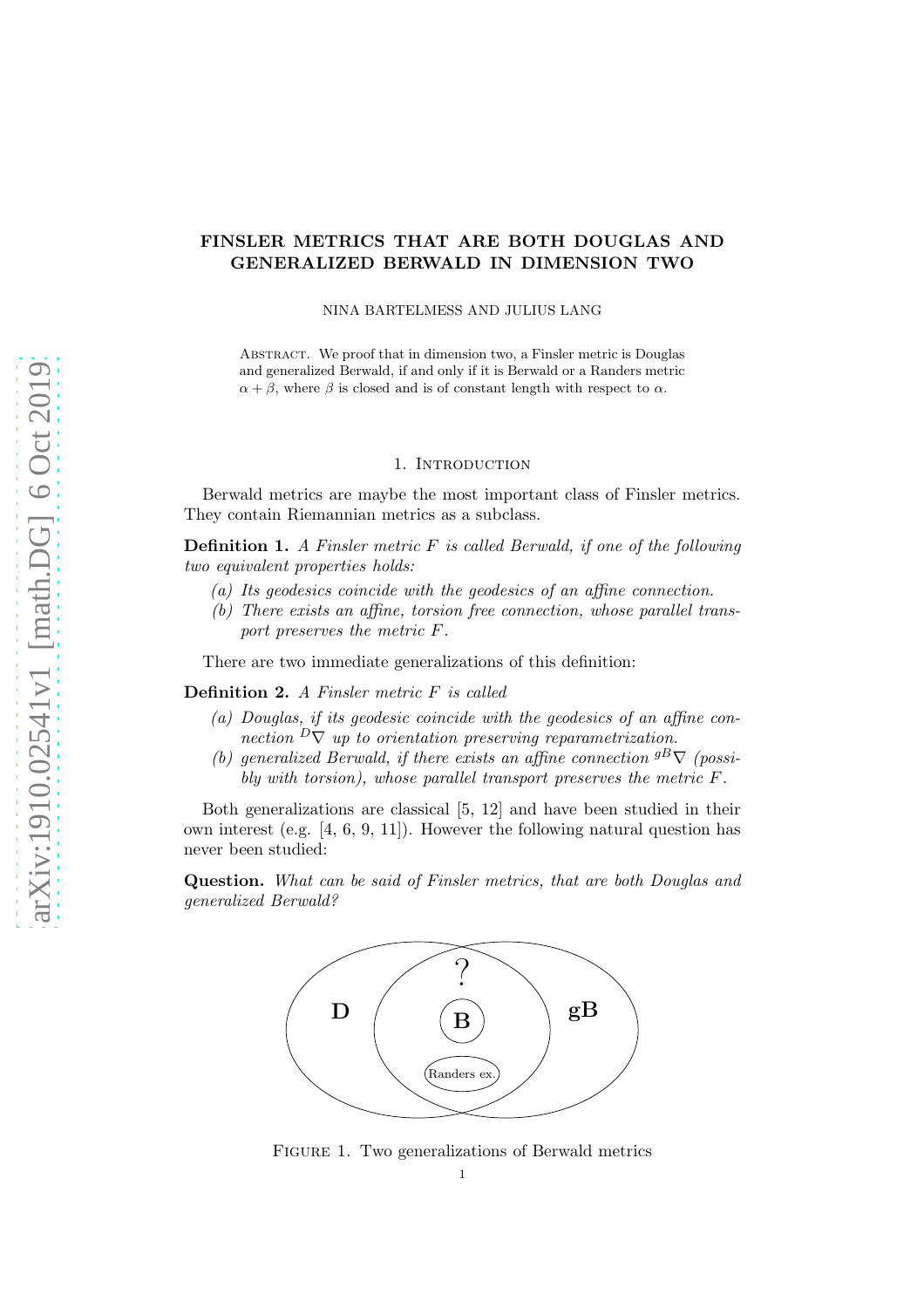# FINSLER METRICS THAT ARE BOTH DOUGLAS AND GENERALIZED BERWALD IN DIMENSION TWO

NINA BARTELMESS AND JULIUS LANG

Abstract. We proof that in dimension two, a Finsler metric is Douglas and generalized Berwald, if and only if it is Berwald or a Randers metric $\alpha + \beta$, where $\beta$ is closed and is of constant length with respect to $\alpha$.

## 1. Introduction

Berwald metrics are maybe the most important class of Finsler metrics. They contain Riemannian metrics as a subclass.

**Definition 1.** *A Finsler metric $F$ is called Berwald, if one of the following two equivalent properties holds:*

*(a) Its geodesics coincide with the geodesics of an affine connection.*
*(b) There exists an affine, torsion free connection, whose parallel transport preserves the metric $F$.*

There are two immediate generalizations of this definition:

**Definition 2.** *A Finsler metric $F$ is called*

*(a) Douglas, if its geodesic coincide with the geodesics of an affine connection ${}^{D}\nabla$ up to orientation preserving reparametrization.*
*(b) generalized Berwald, if there exists an affine connection ${}^{gB}\nabla$ (possibly with torsion), whose parallel transport preserves the metric $F$.*

Both generalizations are classical [5, 12] and have been studied in their own interest (e.g. [4, 6, 9, 11]). However the following natural question has never been studied:

**Question.** *What can be said of Finsler metrics, that are both Douglas and generalized Berwald?*

Figure 1. Two generalizations of Berwald metrics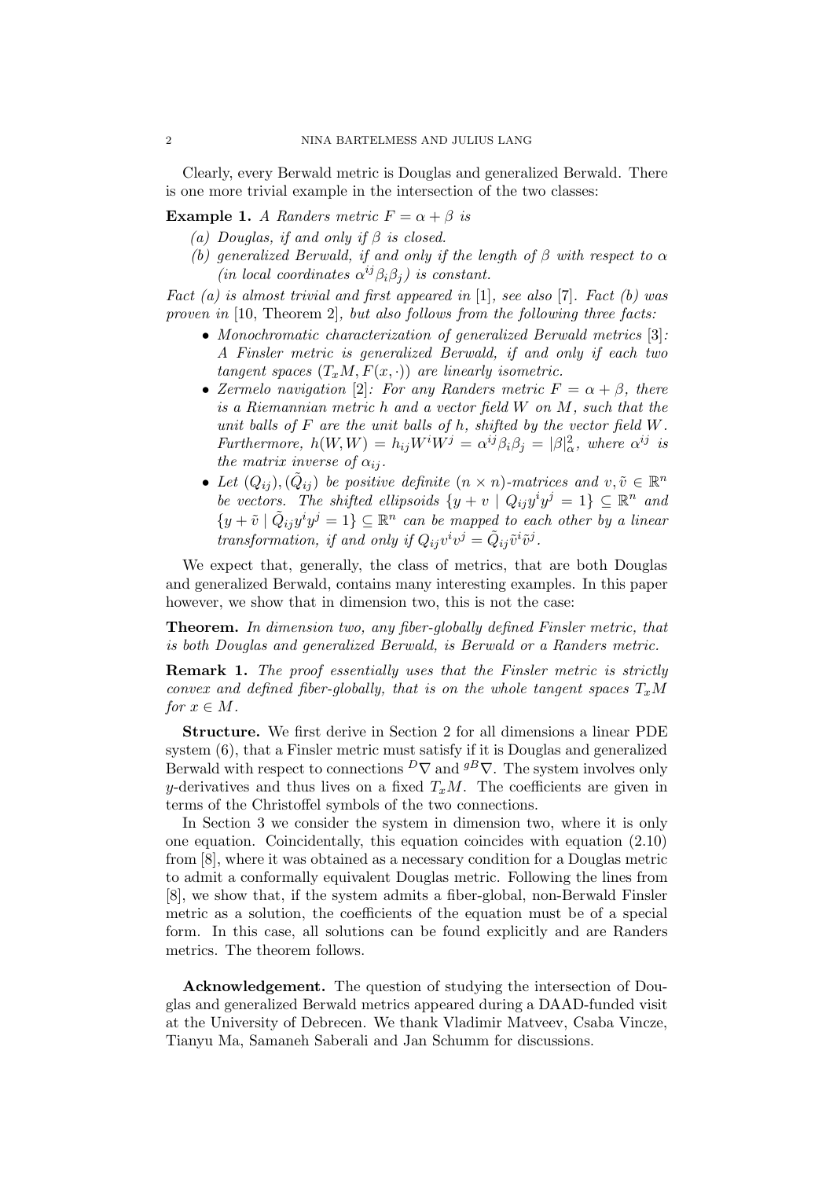Clearly, every Berwald metric is Douglas and generalized Berwald. There is one more trivial example in the intersection of the two classes:

**Example 1.** *A Randers metric $F = \alpha + \beta$ is*

*(a) Douglas, if and only if $\beta$ is closed.*

*(b) generalized Berwald, if and only if the length of $\beta$ with respect to $\alpha$ (in local coordinates $\alpha^{ij}\beta_i\beta_j$) is constant.*

*Fact (a) is almost trivial and first appeared in* [1]*, see also* [7]*. Fact (b) was proven in* [10, Theorem 2]*, but also follows from the following three facts:*

- *Monochromatic characterization of generalized Berwald metrics* [3]*: A Finsler metric is generalized Berwald, if and only if each two tangent spaces $(T_xM, F(x,\cdot))$ are linearly isometric.*
- *Zermelo navigation* [2]*: For any Randers metric $F = \alpha + \beta$, there is a Riemannian metric $h$ and a vector field $W$ on $M$, such that the unit balls of $F$ are the unit balls of $h$, shifted by the vector field $W$. Furthermore, $h(W,W) = h_{ij}W^iW^j = \alpha^{ij}\beta_i\beta_j = |\beta|^2_\alpha$, where $\alpha^{ij}$ is the matrix inverse of $\alpha_{ij}$.*
- *Let $(Q_{ij}), (\tilde{Q}_{ij})$ be positive definite $(n \times n)$-matrices and $v, \tilde{v} \in \mathbb{R}^n$ be vectors. The shifted ellipsoids $\{y + v \mid Q_{ij}y^iy^j = 1\} \subseteq \mathbb{R}^n$ and $\{y + \tilde{v} \mid \tilde{Q}_{ij}y^iy^j = 1\} \subseteq \mathbb{R}^n$ can be mapped to each other by a linear transformation, if and only if $Q_{ij}v^iv^j = \tilde{Q}_{ij}\tilde{v}^i\tilde{v}^j$.*

We expect that, generally, the class of metrics, that are both Douglas and generalized Berwald, contains many interesting examples. In this paper however, we show that in dimension two, this is not the case:

**Theorem.** *In dimension two, any fiber-globally defined Finsler metric, that is both Douglas and generalized Berwald, is Berwald or a Randers metric.*

**Remark 1.** *The proof essentially uses that the Finsler metric is strictly convex and defined fiber-globally, that is on the whole tangent spaces $T_xM$ for $x \in M$.*

**Structure.** We first derive in Section 2 for all dimensions a linear PDE system (6), that a Finsler metric must satisfy if it is Douglas and generalized Berwald with respect to connections ${}^D\nabla$ and ${}^{gB}\nabla$. The system involves only $y$-derivatives and thus lives on a fixed $T_xM$. The coefficients are given in terms of the Christoffel symbols of the two connections.

In Section 3 we consider the system in dimension two, where it is only one equation. Coincidentally, this equation coincides with equation (2.10) from [8], where it was obtained as a necessary condition for a Douglas metric to admit a conformally equivalent Douglas metric. Following the lines from [8], we show that, if the system admits a fiber-global, non-Berwald Finsler metric as a solution, the coefficients of the equation must be of a special form. In this case, all solutions can be found explicitly and are Randers metrics. The theorem follows.

**Acknowledgement.** The question of studying the intersection of Douglas and generalized Berwald metrics appeared during a DAAD-funded visit at the University of Debrecen. We thank Vladimir Matveev, Csaba Vincze, Tianyu Ma, Samaneh Saberali and Jan Schumm for discussions.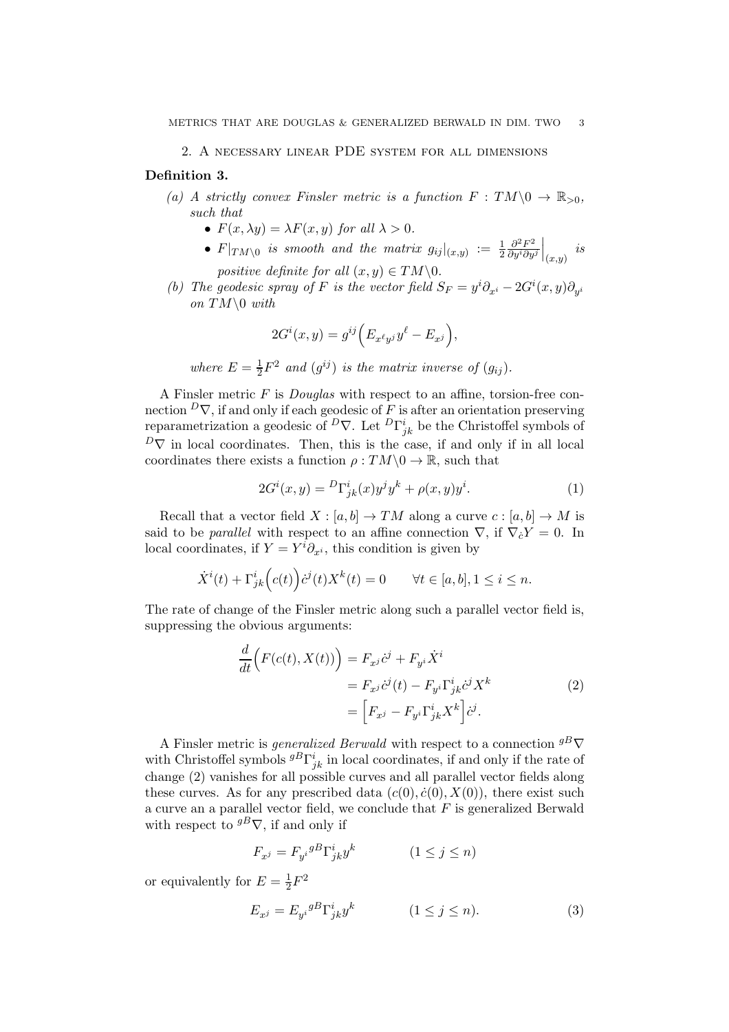## 2. A necessary linear PDE system for all dimensions

**Definition 3.**

*(a) A strictly convex Finsler metric is a function $F : TM\backslash 0 \to \mathbb{R}_{>0}$, such that*

- $F(x, \lambda y) = \lambda F(x, y)$ *for all* $\lambda > 0$.
- $F|_{TM\backslash 0}$ *is smooth and the matrix* $g_{ij}|_{(x,y)} := \frac{1}{2}\frac{\partial^2 F^2}{\partial y^i \partial y^j}\Big|_{(x,y)}$ *is positive definite for all* $(x, y) \in TM\backslash 0$.

*(b) The geodesic spray of $F$ is the vector field $S_F = y^i \partial_{x^i} - 2G^i(x, y)\partial_{y^i}$ on $TM\backslash 0$ with*

$$2G^i(x, y) = g^{ij}\Big(E_{x^\ell y^j} y^\ell - E_{x^j}\Big),$$

*where $E = \frac{1}{2}F^2$ and $(g^{ij})$ is the matrix inverse of $(g_{ij})$.*

A Finsler metric $F$ is *Douglas* with respect to an affine, torsion-free connection ${}^D\nabla$, if and only if each geodesic of $F$ is after an orientation preserving reparametrization a geodesic of ${}^D\nabla$. Let ${}^D\Gamma^i_{jk}$ be the Christoffel symbols of ${}^D\nabla$ in local coordinates. Then, this is the case, if and only if in all local coordinates there exists a function $\rho : TM\backslash 0 \to \mathbb{R}$, such that

$$2G^i(x, y) = {}^D\Gamma^i_{jk}(x) y^j y^k + \rho(x, y) y^i. \tag{1}$$

Recall that a vector field $X : [a, b] \to TM$ along a curve $c : [a, b] \to M$ is said to be *parallel* with respect to an affine connection $\nabla$, if $\nabla_{\dot{c}} Y = 0$. In local coordinates, if $Y = Y^i \partial_{x^i}$, this condition is given by

$$\dot{X}^i(t) + \Gamma^i_{jk}\Big(c(t)\Big)\dot{c}^j(t) X^k(t) = 0 \qquad \forall t \in [a, b], 1 \leq i \leq n.$$

The rate of change of the Finsler metric along such a parallel vector field is, suppressing the obvious arguments:

$$\begin{aligned}
\frac{d}{dt}\Big(F(c(t), X(t))\Big) &= F_{x^j}\dot{c}^j + F_{y^i}\dot{X}^i \\
&= F_{x^j}\dot{c}^j(t) - F_{y^i}\Gamma^i_{jk}\dot{c}^j X^k \\
&= \Big[F_{x^j} - F_{y^i}\Gamma^i_{jk}X^k\Big]\dot{c}^j.
\end{aligned} \tag{2}$$

A Finsler metric is *generalized Berwald* with respect to a connection ${}^{gB}\nabla$ with Christoffel symbols ${}^{gB}\Gamma^i_{jk}$ in local coordinates, if and only if the rate of change (2) vanishes for all possible curves and all parallel vector fields along these curves. As for any prescribed data $(c(0), \dot{c}(0), X(0))$, there exist such a curve an a parallel vector field, we conclude that $F$ is generalized Berwald with respect to ${}^{gB}\nabla$, if and only if

$$F_{x^j} = F_{y^i}\,{}^{gB}\Gamma^i_{jk} y^k \qquad (1 \leq j \leq n)$$

or equivalently for $E = \frac{1}{2}F^2$

$$E_{x^j} = E_{y^i}\,{}^{gB}\Gamma^i_{jk} y^k \qquad (1 \leq j \leq n). \tag{3}$$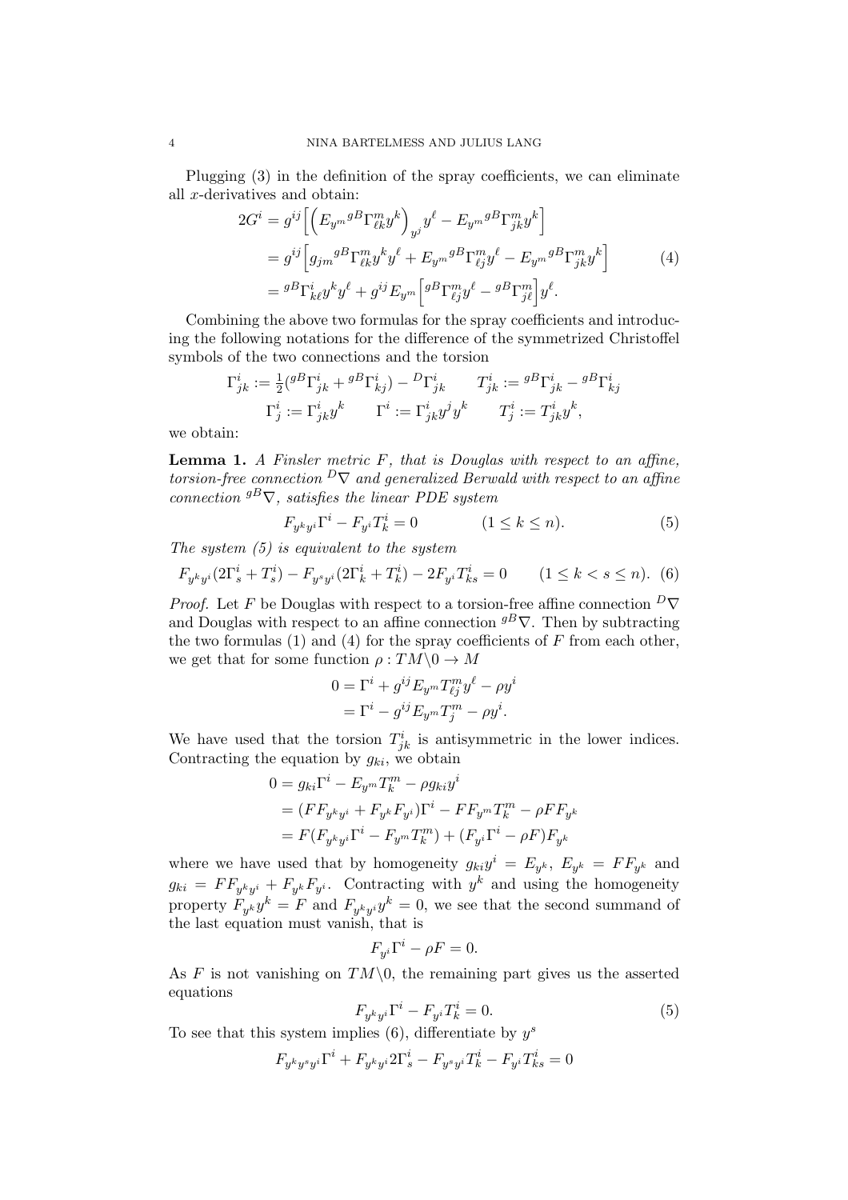Plugging (3) in the definition of the spray coefficients, we can eliminate all $x$-derivatives and obtain:

$$
\begin{aligned}
2G^i &= g^{ij}\Big[\Big(E_{y^m}{}^{gB}\Gamma^m_{\ell k}y^k\Big)_{y^j}y^\ell - E_{y^m}{}^{gB}\Gamma^m_{jk}y^k\Big] \\
&= g^{ij}\Big[g_{jm}{}^{gB}\Gamma^m_{\ell k}y^k y^\ell + E_{y^m}{}^{gB}\Gamma^m_{\ell j}y^\ell - E_{y^m}{}^{gB}\Gamma^m_{jk}y^k\Big] \\
&= {}^{gB}\Gamma^i_{k\ell}y^k y^\ell + g^{ij}E_{y^m}\Big[{}^{gB}\Gamma^m_{\ell j}y^\ell - {}^{gB}\Gamma^m_{j\ell}\Big]y^\ell.
\end{aligned}
\tag{4}
$$

Combining the above two formulas for the spray coefficients and introducing the following notations for the difference of the symmetrized Christoffel symbols of the two connections and the torsion

$$
\Gamma^i_{jk} := \tfrac{1}{2}({}^{gB}\Gamma^i_{jk} + {}^{gB}\Gamma^i_{kj}) - {}^{D}\Gamma^i_{jk} \qquad T^i_{jk} := {}^{gB}\Gamma^i_{jk} - {}^{gB}\Gamma^i_{kj}
$$

$$
\Gamma^i_j := \Gamma^i_{jk}y^k \qquad \Gamma^i := \Gamma^i_{jk}y^j y^k \qquad T^i_j := T^i_{jk}y^k,
$$

we obtain:

**Lemma 1.** *A Finsler metric $F$, that is Douglas with respect to an affine, torsion-free connection ${}^{D}\nabla$ and generalized Berwald with respect to an affine connection ${}^{gB}\nabla$, satisfies the linear PDE system*

$$
F_{y^k y^i}\Gamma^i - F_{y^i}T^i_k = 0 \qquad (1 \leq k \leq n). \tag{5}
$$

*The system (5) is equivalent to the system*

$$
F_{y^k y^i}(2\Gamma^i_s + T^i_s) - F_{y^s y^i}(2\Gamma^i_k + T^i_k) - 2F_{y^i}T^i_{ks} = 0 \qquad (1 \leq k < s \leq n). \tag{6}
$$

*Proof.* Let $F$ be Douglas with respect to a torsion-free affine connection ${}^{D}\nabla$ and Douglas with respect to an affine connection ${}^{gB}\nabla$. Then by subtracting the two formulas (1) and (4) for the spray coefficients of $F$ from each other, we get that for some function $\rho : TM\backslash 0 \to M$

$$
\begin{aligned}
0 &= \Gamma^i + g^{ij}E_{y^m}T^m_{\ell j}y^\ell - \rho y^i \\
&= \Gamma^i - g^{ij}E_{y^m}T^m_j - \rho y^i.
\end{aligned}
$$

We have used that the torsion $T^i_{jk}$ is antisymmetric in the lower indices. Contracting the equation by $g_{ki}$, we obtain

$$
\begin{aligned}
0 &= g_{ki}\Gamma^i - E_{y^m}T^m_k - \rho g_{ki}y^i \\
&= (FF_{y^k y^i} + F_{y^k}F_{y^i})\Gamma^i - FF_{y^m}T^m_k - \rho FF_{y^k} \\
&= F(F_{y^k y^i}\Gamma^i - F_{y^m}T^m_k) + (F_{y^i}\Gamma^i - \rho F)F_{y^k}
\end{aligned}
$$

where we have used that by homogeneity $g_{ki}y^i = E_{y^k}$, $E_{y^k} = FF_{y^k}$ and $g_{ki} = FF_{y^k y^i} + F_{y^k}F_{y^i}$. Contracting with $y^k$ and using the homogeneity property $F_{y^k}y^k = F$ and $F_{y^k y^i}y^k = 0$, we see that the second summand of the last equation must vanish, that is

$$
F_{y^i}\Gamma^i - \rho F = 0.
$$

As $F$ is not vanishing on $TM\backslash 0$, the remaining part gives us the asserted equations

$$
F_{y^k y^i}\Gamma^i - F_{y^i}T^i_k = 0. \tag{5}
$$

To see that this system implies (6), differentiate by $y^s$

$$
F_{y^k y^s y^i}\Gamma^i + F_{y^k y^i}2\Gamma^i_s - F_{y^s y^i}T^i_k - F_{y^i}T^i_{ks} = 0
$$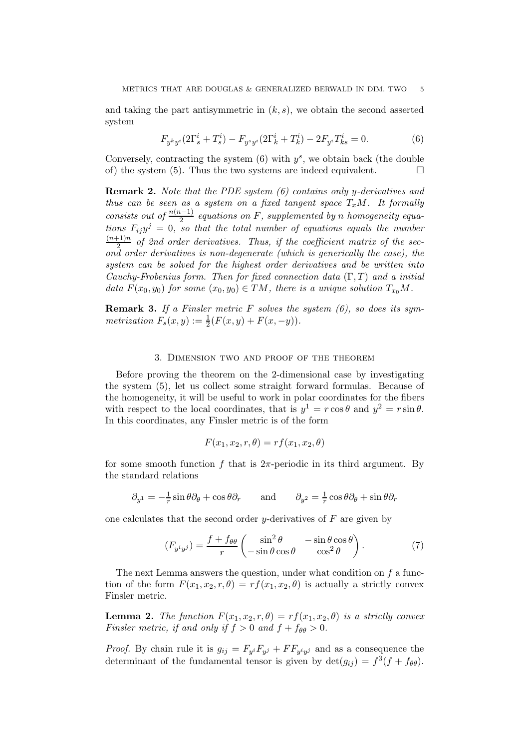and taking the part antisymmetric in $(k, s)$, we obtain the second asserted system

$$F_{y^k y^i}(2\Gamma^i_s + T^i_s) - F_{y^s y^i}(2\Gamma^i_k + T^i_k) - 2F_{y^i} T^i_{ks} = 0. \tag{6}$$

Conversely, contracting the system (6) with $y^s$, we obtain back (the double of) the system (5). Thus the two systems are indeed equivalent. □

**Remark 2.** *Note that the PDE system (6) contains only $y$-derivatives and thus can be seen as a system on a fixed tangent space $T_xM$. It formally consists out of $\frac{n(n-1)}{2}$ equations on $F$, supplemented by $n$ homogeneity equations $F_{ij}y^j = 0$, so that the total number of equations equals the number $\frac{(n+1)n}{2}$ of 2nd order derivatives. Thus, if the coefficient matrix of the second order derivatives is non-degenerate (which is generically the case), the system can be solved for the highest order derivatives and be written into Cauchy-Frobenius form. Then for fixed connection data $(\Gamma, T)$ and a initial data $F(x_0, y_0)$ for some $(x_0, y_0) \in TM$, there is a unique solution $T_{x_0}M$.*

**Remark 3.** *If a Finsler metric $F$ solves the system (6), so does its symmetrization $F_s(x, y) := \frac{1}{2}(F(x, y) + F(x, -y))$.*

## 3. Dimension two and proof of the theorem

Before proving the theorem on the 2-dimensional case by investigating the system (5), let us collect some straight forward formulas. Because of the homogeneity, it will be useful to work in polar coordinates for the fibers with respect to the local coordinates, that is $y^1 = r\cos\theta$ and $y^2 = r\sin\theta$. In this coordinates, any Finsler metric is of the form

$$F(x_1, x_2, r, \theta) = rf(x_1, x_2, \theta)$$

for some smooth function $f$ that is $2\pi$-periodic in its third argument. By the standard relations

$$\partial_{y^1} = -\tfrac{1}{r}\sin\theta\,\partial_\theta + \cos\theta\,\partial_r \qquad \text{and} \qquad \partial_{y^2} = \tfrac{1}{r}\cos\theta\,\partial_\theta + \sin\theta\,\partial_r$$

one calculates that the second order $y$-derivatives of $F$ are given by

$$(F_{y^i y^j}) = \frac{f + f_{\theta\theta}}{r} \begin{pmatrix} \sin^2\theta & -\sin\theta\cos\theta \\ -\sin\theta\cos\theta & \cos^2\theta \end{pmatrix}. \tag{7}$$

The next Lemma answers the question, under what condition on $f$ a function of the form $F(x_1, x_2, r, \theta) = rf(x_1, x_2, \theta)$ is actually a strictly convex Finsler metric.

**Lemma 2.** *The function $F(x_1, x_2, r, \theta) = rf(x_1, x_2, \theta)$ is a strictly convex Finsler metric, if and only if $f > 0$ and $f + f_{\theta\theta} > 0$.*

*Proof.* By chain rule it is $g_{ij} = F_{y^i}F_{y^j} + FF_{y^i y^j}$ and as a consequence the determinant of the fundamental tensor is given by $\det(g_{ij}) = f^3(f + f_{\theta\theta})$.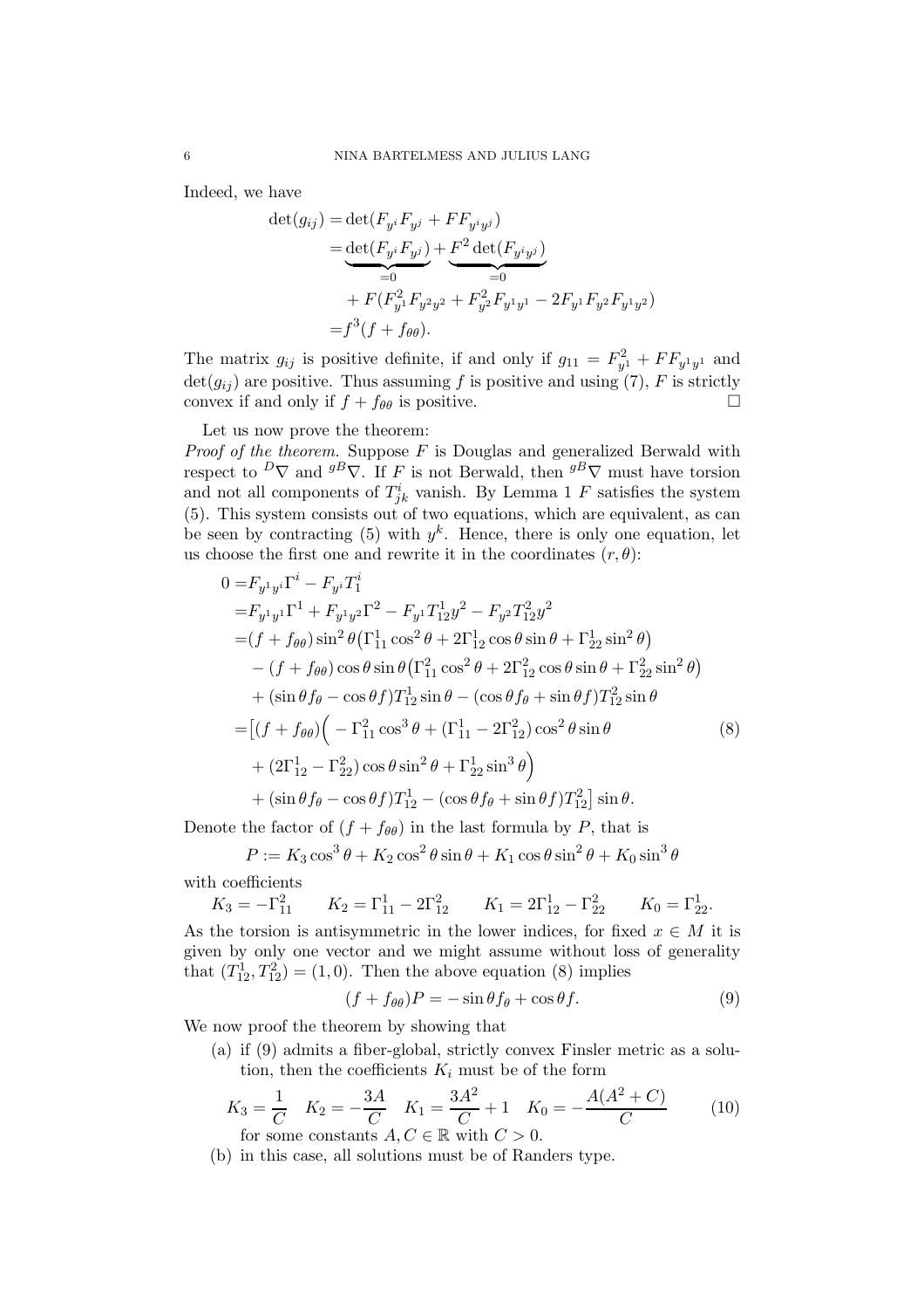Indeed, we have

$$
\begin{aligned}
\det(g_{ij}) &= \det(F_{y^i}F_{y^j} + FF_{y^iy^j}) \\
&= \underbrace{\det(F_{y^i}F_{y^j})}_{=0} + \underbrace{F^2\det(F_{y^iy^j})}_{=0} \\
&\quad + F(F_{y^1}^2 F_{y^2y^2} + F_{y^2}^2 F_{y^1y^1} - 2F_{y^1}F_{y^2}F_{y^1y^2}) \\
&= f^3(f + f_{\theta\theta}).
\end{aligned}
$$

The matrix $g_{ij}$ is positive definite, if and only if $g_{11} = F_{y^1}^2 + FF_{y^1y^1}$ and $\det(g_{ij})$ are positive. Thus assuming $f$ is positive and using (7), $F$ is strictly convex if and only if $f + f_{\theta\theta}$ is positive. □

Let us now prove the theorem:

*Proof of the theorem.* Suppose $F$ is Douglas and generalized Berwald with respect to ${}^D\nabla$ and ${}^{gB}\nabla$. If $F$ is not Berwald, then ${}^{gB}\nabla$ must have torsion and not all components of $T^i_{jk}$ vanish. By Lemma 1 $F$ satisfies the system (5). This system consists out of two equations, which are equivalent, as can be seen by contracting (5) with $y^k$. Hence, there is only one equation, let us choose the first one and rewrite it in the coordinates $(r, \theta)$:

$$
\begin{aligned}
0 =& F_{y^1y^i}\Gamma^i - F_{y^i}T^i_1 \\
=& F_{y^1y^1}\Gamma^1 + F_{y^1y^2}\Gamma^2 - F_{y^1}T^1_{12}y^2 - F_{y^2}T^2_{12}y^2 \\
=& (f + f_{\theta\theta})\sin^2\theta\big(\Gamma^1_{11}\cos^2\theta + 2\Gamma^1_{12}\cos\theta\sin\theta + \Gamma^1_{22}\sin^2\theta\big) \\
&- (f + f_{\theta\theta})\cos\theta\sin\theta\big(\Gamma^2_{11}\cos^2\theta + 2\Gamma^2_{12}\cos\theta\sin\theta + \Gamma^2_{22}\sin^2\theta\big) \\
&+ (\sin\theta f_\theta - \cos\theta f)T^1_{12}\sin\theta - (\cos\theta f_\theta + \sin\theta f)T^2_{12}\sin\theta \\
=& \big[(f + f_{\theta\theta})\Big( - \Gamma^2_{11}\cos^3\theta + (\Gamma^1_{11} - 2\Gamma^2_{12})\cos^2\theta\sin\theta \\
&+ (2\Gamma^1_{12} - \Gamma^2_{22})\cos\theta\sin^2\theta + \Gamma^1_{22}\sin^3\theta\Big) \\
&+ (\sin\theta f_\theta - \cos\theta f)T^1_{12} - (\cos\theta f_\theta + \sin\theta f)T^2_{12}\big]\sin\theta.
\end{aligned}
\tag{8}
$$

Denote the factor of $(f + f_{\theta\theta})$ in the last formula by $P$, that is

$$
P := K_3\cos^3\theta + K_2\cos^2\theta\sin\theta + K_1\cos\theta\sin^2\theta + K_0\sin^3\theta
$$

with coefficients

$$
K_3 = -\Gamma^2_{11} \qquad K_2 = \Gamma^1_{11} - 2\Gamma^2_{12} \qquad K_1 = 2\Gamma^1_{12} - \Gamma^2_{22} \qquad K_0 = \Gamma^1_{22}.
$$

As the torsion is antisymmetric in the lower indices, for fixed $x \in M$ it is given by only one vector and we might assume without loss of generality that $(T^1_{12}, T^2_{12}) = (1, 0)$. Then the above equation (8) implies

$$
(f + f_{\theta\theta})P = -\sin\theta f_\theta + \cos\theta f. \tag{9}
$$

We now proof the theorem by showing that

(a) if (9) admits a fiber-global, strictly convex Finsler metric as a solution, then the coefficients $K_i$ must be of the form

$$
K_3 = \frac{1}{C} \quad K_2 = -\frac{3A}{C} \quad K_1 = \frac{3A^2}{C} + 1 \quad K_0 = -\frac{A(A^2 + C)}{C} \tag{10}
$$

for some constants $A, C \in \mathbb{R}$ with $C > 0$.

(b) in this case, all solutions must be of Randers type.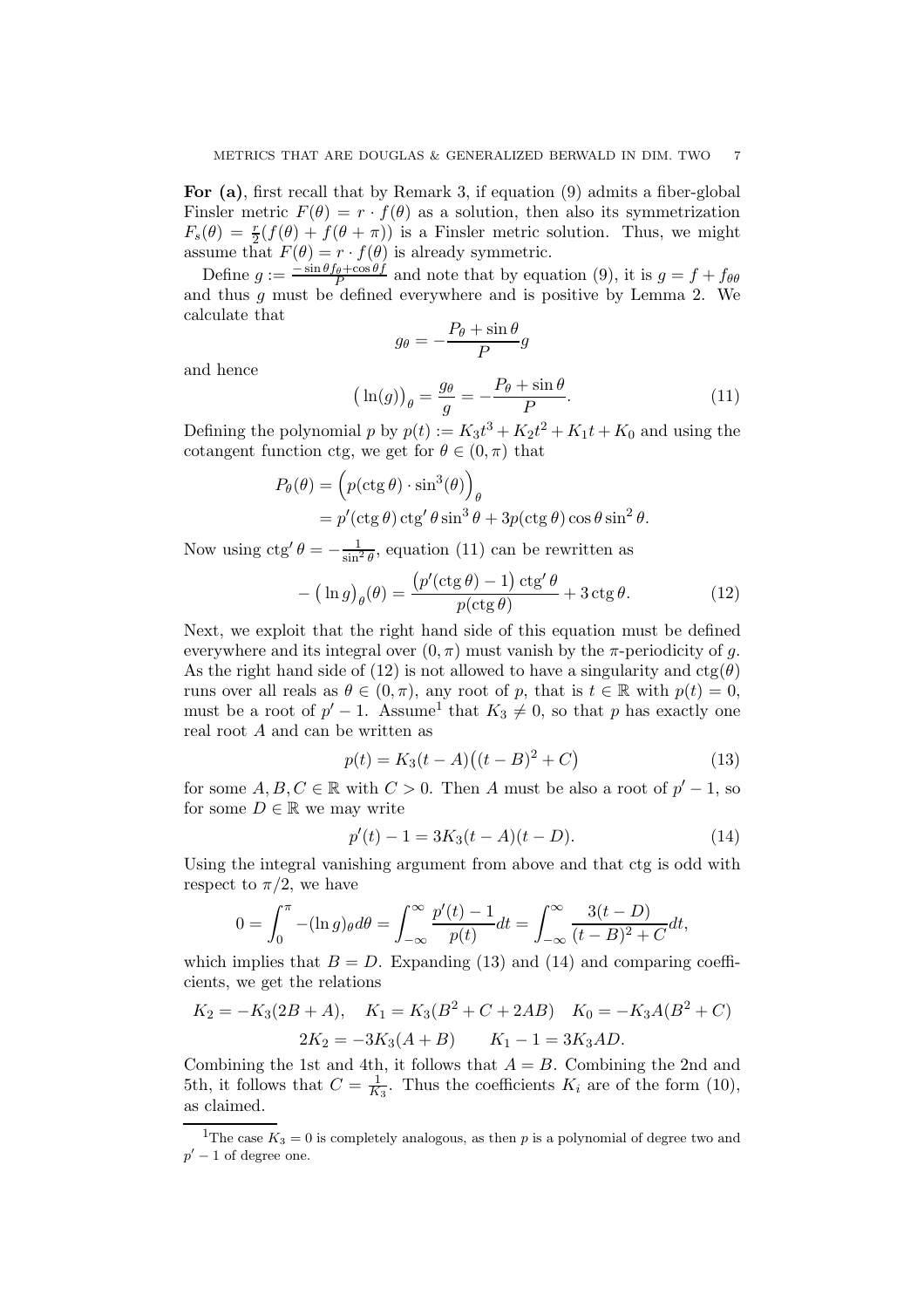**For (a)**, first recall that by Remark 3, if equation (9) admits a fiber-global Finsler metric $F(\theta) = r \cdot f(\theta)$ as a solution, then also its symmetrization $F_s(\theta) = \frac{r}{2}(f(\theta) + f(\theta+\pi))$ is a Finsler metric solution. Thus, we might assume that $F(\theta) = r \cdot f(\theta)$ is already symmetric.

Define $g := \frac{-\sin\theta f_\theta + \cos\theta f}{P}$ and note that by equation (9), it is $g = f + f_{\theta\theta}$ and thus $g$ must be defined everywhere and is positive by Lemma 2. We calculate that

$$g_\theta = -\frac{P_\theta + \sin\theta}{P} g$$

and hence

$$\big(\ln(g)\big)_\theta = \frac{g_\theta}{g} = -\frac{P_\theta + \sin\theta}{P}. \tag{11}$$

Defining the polynomial $p$ by $p(t) := K_3 t^3 + K_2 t^2 + K_1 t + K_0$ and using the cotangent function ctg, we get for $\theta \in (0, \pi)$ that

$$\begin{aligned} P_\theta(\theta) &= \Big(p(\operatorname{ctg}\theta) \cdot \sin^3(\theta)\Big)_\theta \\ &= p'(\operatorname{ctg}\theta)\operatorname{ctg}'\theta \sin^3\theta + 3p(\operatorname{ctg}\theta)\cos\theta \sin^2\theta. \end{aligned}$$

Now using $\operatorname{ctg}'\theta = -\frac{1}{\sin^2\theta}$, equation (11) can be rewritten as

$$-\big(\ln g\big)_\theta(\theta) = \frac{\big(p'(\operatorname{ctg}\theta) - 1\big)\operatorname{ctg}'\theta}{p(\operatorname{ctg}\theta)} + 3\operatorname{ctg}\theta. \tag{12}$$

Next, we exploit that the right hand side of this equation must be defined everywhere and its integral over $(0, \pi)$ must vanish by the $\pi$-periodicity of $g$. As the right hand side of (12) is not allowed to have a singularity and $\operatorname{ctg}(\theta)$ runs over all reals as $\theta \in (0, \pi)$, any root of $p$, that is $t \in \mathbb{R}$ with $p(t) = 0$, must be a root of $p' - 1$. Assume[1] that $K_3 \neq 0$, so that $p$ has exactly one real root $A$ and can be written as

$$p(t) = K_3(t - A)\big((t - B)^2 + C\big) \tag{13}$$

for some $A, B, C \in \mathbb{R}$ with $C > 0$. Then $A$ must be also a root of $p' - 1$, so for some $D \in \mathbb{R}$ we may write

$$p'(t) - 1 = 3K_3(t - A)(t - D). \tag{14}$$

Using the integral vanishing argument from above and that ctg is odd with respect to $\pi/2$, we have

$$0 = \int_0^\pi -(\ln g)_\theta d\theta = \int_{-\infty}^{\infty} \frac{p'(t) - 1}{p(t)} dt = \int_{-\infty}^{\infty} \frac{3(t - D)}{(t - B)^2 + C} dt,$$

which implies that $B = D$. Expanding (13) and (14) and comparing coefficients, we get the relations

$$\begin{gathered} K_2 = -K_3(2B + A), \quad K_1 = K_3(B^2 + C + 2AB) \quad K_0 = -K_3 A(B^2 + C) \\ 2K_2 = -3K_3(A + B) \qquad K_1 - 1 = 3K_3 AD. \end{gathered}$$

Combining the 1st and 4th, it follows that $A = B$. Combining the 2nd and 5th, it follows that $C = \frac{1}{K_3}$. Thus the coefficients $K_i$ are of the form (10), as claimed.

---

[1] The case $K_3 = 0$ is completely analogous, as then $p$ is a polynomial of degree two and $p' - 1$ of degree one.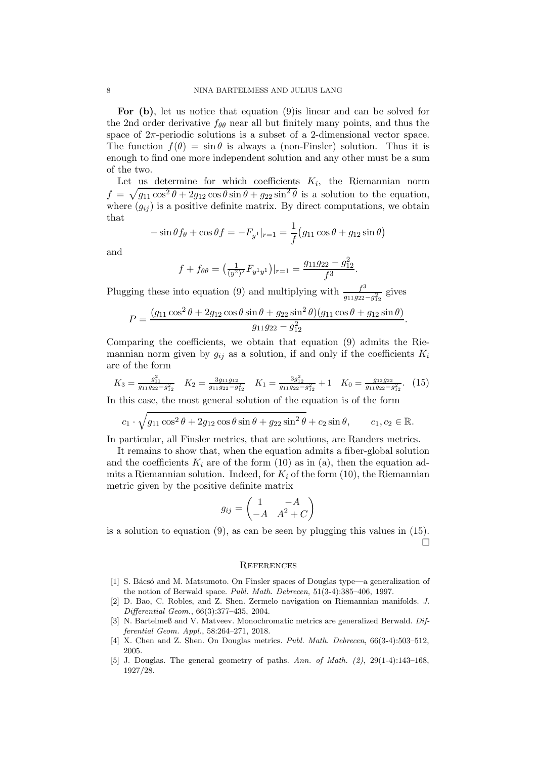**For (b)**, let us notice that equation (9)is linear and can be solved for the 2nd order derivative $f_{\theta\theta}$ near all but finitely many points, and thus the space of $2\pi$-periodic solutions is a subset of a 2-dimensional vector space. The function $f(\theta) = \sin\theta$ is always a (non-Finsler) solution. Thus it is enough to find one more independent solution and any other must be a sum of the two.

Let us determine for which coefficients $K_i$, the Riemannian norm $f = \sqrt{g_{11}\cos^2\theta + 2g_{12}\cos\theta\sin\theta + g_{22}\sin^2\theta}$ is a solution to the equation, where $(g_{ij})$ is a positive definite matrix. By direct computations, we obtain that

$$-\sin\theta f_\theta + \cos\theta f = -F_{y^1}|_{r=1} = \frac{1}{f}\big(g_{11}\cos\theta + g_{12}\sin\theta\big)$$

and

$$f + f_{\theta\theta} = \big(\tfrac{1}{(y^2)^2}F_{y^1y^1}\big)|_{r=1} = \frac{g_{11}g_{22} - g_{12}^2}{f^3}.$$

Plugging these into equation (9) and multiplying with $\frac{f^3}{g_{11}g_{22}-g_{12}^2}$ gives

$$P = \frac{(g_{11}\cos^2\theta + 2g_{12}\cos\theta\sin\theta + g_{22}\sin^2\theta)(g_{11}\cos\theta + g_{12}\sin\theta)}{g_{11}g_{22} - g_{12}^2}.$$

Comparing the coefficients, we obtain that equation (9) admits the Riemannian norm given by $g_{ij}$ as a solution, if and only if the coefficients $K_i$ are of the form

$$K_3 = \tfrac{g_{11}^2}{g_{11}g_{22}-g_{12}^2} \quad K_2 = \tfrac{3g_{11}g_{12}}{g_{11}g_{22}-g_{12}^2} \quad K_1 = \tfrac{3g_{12}^2}{g_{11}g_{22}-g_{12}^2} + 1 \quad K_0 = \tfrac{g_{12}g_{22}}{g_{11}g_{22}-g_{12}^2}. \quad (15)$$

In this case, the most general solution of the equation is of the form

$$c_1 \cdot \sqrt{g_{11}\cos^2\theta + 2g_{12}\cos\theta\sin\theta + g_{22}\sin^2\theta} + c_2\sin\theta, \qquad c_1, c_2 \in \mathbb{R}.$$

In particular, all Finsler metrics, that are solutions, are Randers metrics.

It remains to show that, when the equation admits a fiber-global solution and the coefficients $K_i$ are of the form (10) as in (a), then the equation admits a Riemannian solution. Indeed, for $K_i$ of the form (10), the Riemannian metric given by the positive definite matrix

$$g_{ij} = \begin{pmatrix} 1 & -A \\ -A & A^2 + C \end{pmatrix}$$

is a solution to equation (9), as can be seen by plugging this values in (15). □

## References

[1] S. Bácsó and M. Matsumoto. On Finsler spaces of Douglas type—a generalization of the notion of Berwald space. *Publ. Math. Debrecen*, 51(3-4):385–406, 1997.

[2] D. Bao, C. Robles, and Z. Shen. Zermelo navigation on Riemannian manifolds. *J. Differential Geom.*, 66(3):377–435, 2004.

[3] N. Bartelmeß and V. Matveev. Monochromatic metrics are generalized Berwald. *Differential Geom. Appl.*, 58:264–271, 2018.

[4] X. Chen and Z. Shen. On Douglas metrics. *Publ. Math. Debrecen*, 66(3-4):503–512, 2005.

[5] J. Douglas. The general geometry of paths. *Ann. of Math. (2)*, 29(1-4):143–168, 1927/28.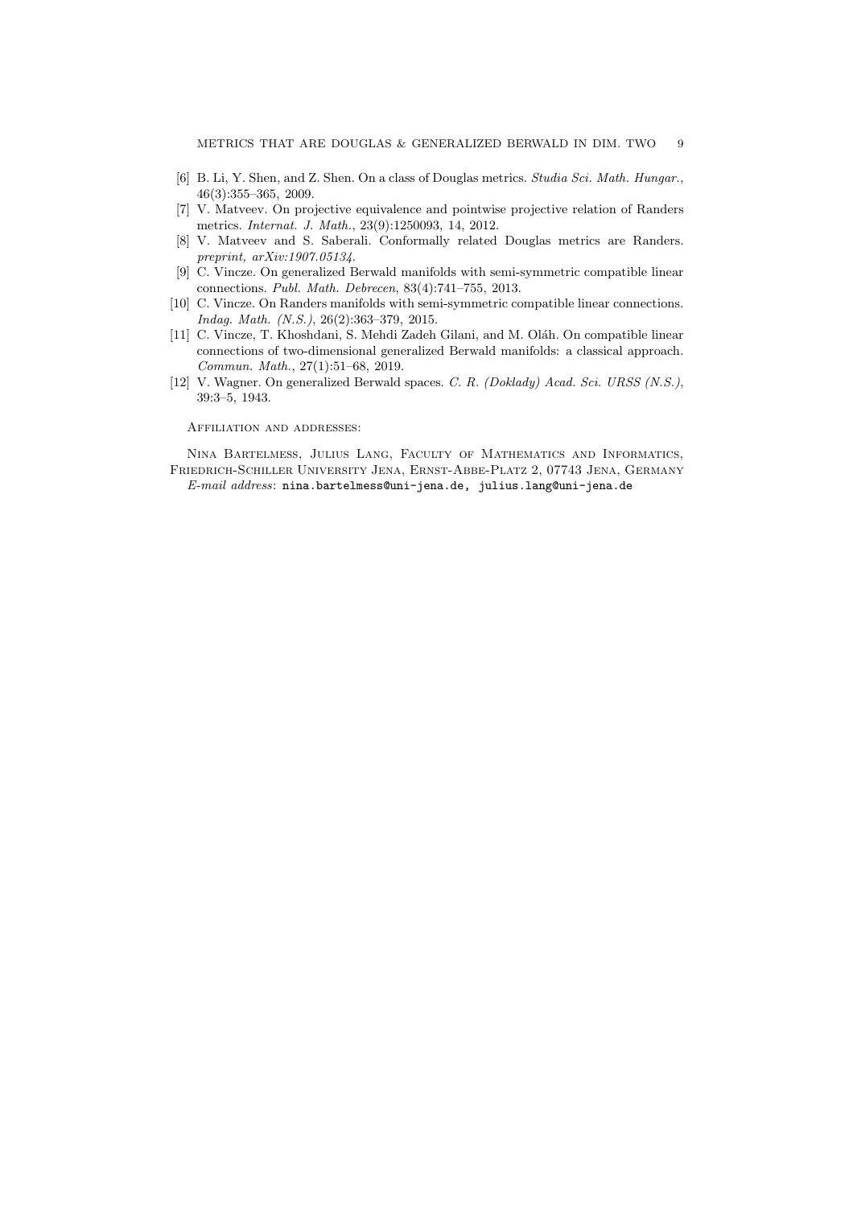[6] B. Li, Y. Shen, and Z. Shen. On a class of Douglas metrics. *Studia Sci. Math. Hungar.*, 46(3):355–365, 2009.

[7] V. Matveev. On projective equivalence and pointwise projective relation of Randers metrics. *Internat. J. Math.*, 23(9):1250093, 14, 2012.

[8] V. Matveev and S. Saberali. Conformally related Douglas metrics are Randers. *preprint, arXiv:1907.05134*.

[9] C. Vincze. On generalized Berwald manifolds with semi-symmetric compatible linear connections. *Publ. Math. Debrecen*, 83(4):741–755, 2013.

[10] C. Vincze. On Randers manifolds with semi-symmetric compatible linear connections. *Indag. Math. (N.S.)*, 26(2):363–379, 2015.

[11] C. Vincze, T. Khoshdani, S. Mehdi Zadeh Gilani, and M. Oláh. On compatible linear connections of two-dimensional generalized Berwald manifolds: a classical approach. *Commun. Math.*, 27(1):51–68, 2019.

[12] V. Wagner. On generalized Berwald spaces. *C. R. (Doklady) Acad. Sci. URSS (N.S.)*, 39:3–5, 1943.

Affiliation and addresses:

Nina Bartelmess, Julius Lang, Faculty of Mathematics and Informatics, Friedrich-Schiller University Jena, Ernst-Abbe-Platz 2, 07743 Jena, Germany
*E-mail address*: nina.bartelmess@uni-jena.de, julius.lang@uni-jena.de